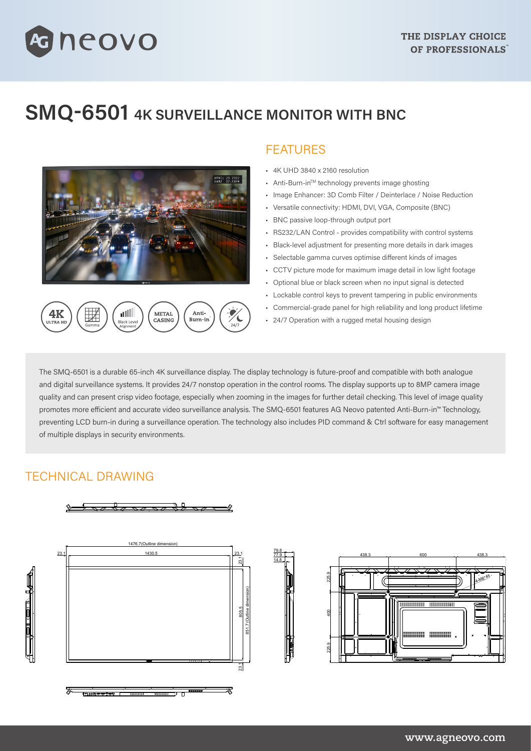THE DISPLAY CHOICE OF PROFESSIONALS™

# SMQ-6501 4K SURVEILLANCE MONITOR WITH BNC

4K ULTRA HD · Gamma · Black Level Alignment · METAL CASING · Anti-Burn-in · 24/7

## FEATURES

- 4K UHD 3840 x 2160 resolution
- Anti-Burn-in™ technology prevents image ghosting
- Image Enhancer: 3D Comb Filter / Deinterlace / Noise Reduction
- Versatile connectivity: HDMI, DVI, VGA, Composite (BNC)
- BNC passive loop-through output port
- RS232/LAN Control - provides compatibility with control systems
- Black-level adjustment for presenting more details in dark images
- Selectable gamma curves optimise different kinds of images
- CCTV picture mode for maximum image detail in low light footage
- Optional blue or black screen when no input signal is detected
- Lockable control keys to prevent tampering in public environments
- Commercial-grade panel for high reliability and long product lifetime
- 24/7 Operation with a rugged metal housing design

The SMQ-6501 is a durable 65-inch 4K surveillance display. The display technology is future-proof and compatible with both analogue and digital surveillance systems. It provides 24/7 nonstop operation in the control rooms. The display supports up to 8MP camera image quality and can present crisp video footage, especially when zooming in the images for further detail checking. This level of image quality promotes more efficient and accurate video surveillance analysis. The SMQ-6501 features AG Neovo patented Anti-Burn-in™ Technology, preventing LCD burn-in during a surveillance operation. The technology also includes PID command & Ctrl software for easy management of multiple displays in security environments.

## TECHNICAL DRAWING

1476.7(Outline dimension)
23.1 · 1430.5 · 23.1
23.1 · 805.5 · 851.7 (Outline dimension) · 23.1
79.8 · 77.9 · 14.8
438.3 · 600 · 438.3
225.9 · 400 · 225.9
4-M8*45

www.agneovo.com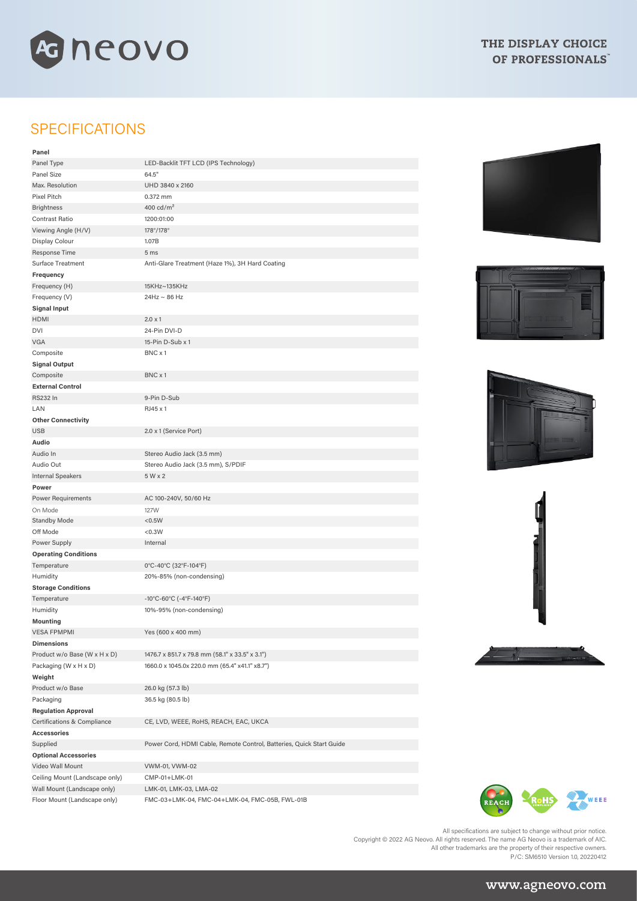## SPECIFICATIONS

| | |
|---|---|
| **Panel** | |
| Panel Type | LED-Backlit TFT LCD (IPS Technology) |
| Panel Size | 64.5" |
| Max. Resolution | UHD 3840 x 2160 |
| Pixel Pitch | 0.372 mm |
| Brightness | 400 cd/m² |
| Contrast Ratio | 1200:01:00 |
| Viewing Angle (H/V) | 178°/178° |
| Display Colour | 1.07B |
| Response Time | 5 ms |
| Surface Treatment | Anti-Glare Treatment (Haze 1%), 3H Hard Coating |
| **Frequency** | |
| Frequency (H) | 15KHz~135KHz |
| Frequency (V) | 24Hz ~ 86 Hz |
| **Signal Input** | |
| HDMI | 2.0 x 1 |
| DVI | 24-Pin DVI-D |
| VGA | 15-Pin D-Sub x 1 |
| Composite | BNC x 1 |
| **Signal Output** | |
| Composite | BNC x 1 |
| **External Control** | |
| RS232 In | 9-Pin D-Sub |
| LAN | RJ45 x 1 |
| **Other Connectivity** | |
| USB | 2.0 x 1 (Service Port) |
| **Audio** | |
| Audio In | Stereo Audio Jack (3.5 mm) |
| Audio Out | Stereo Audio Jack (3.5 mm), S/PDIF |
| Internal Speakers | 5 W x 2 |
| **Power** | |
| Power Requirements | AC 100-240V, 50/60 Hz |
| On Mode | 127W |
| Standby Mode | <0.5W |
| Off Mode | <0.3W |
| Power Supply | Internal |
| **Operating Conditions** | |
| Temperature | 0°C-40°C (32°F-104°F) |
| Humidity | 20%-85% (non-condensing) |
| **Storage Conditions** | |
| Temperature | -10°C-60°C (-4°F-140°F) |
| Humidity | 10%-95% (non-condensing) |
| **Mounting** | |
| VESA FPMPMI | Yes (600 x 400 mm) |
| **Dimensions** | |
| Product w/o Base (W x H x D) | 1476.7 x 851.7 x 79.8 mm (58.1" x 33.5" x 3.1") |
| Packaging (W x H x D) | 1660.0 x 1045.0x 220.0 mm (65.4" x41.1" x8.7") |
| **Weight** | |
| Product w/o Base | 26.0 kg (57.3 lb) |
| Packaging | 36.5 kg (80.5 lb) |
| **Regulation Approval** | |
| Certifications & Compliance | CE, LVD, WEEE, RoHS, REACH, EAC, UKCA |
| **Accessories** | |
| Supplied | Power Cord, HDMI Cable, Remote Control, Batteries, Quick Start Guide |
| **Optional Accessories** | |
| Video Wall Mount | VWM-01, VWM-02 |
| Ceiling Mount (Landscape only) | CMP-01+LMK-01 |
| Wall Mount (Landscape only) | LMK-01, LMK-03, LMA-02 |
| Floor Mount (Landscape only) | FMC-03+LMK-04, FMC-04+LMK-04, FMC-05B, FWL-01B |

All specifications are subject to change without prior notice.
Copyright © 2022 AG Neovo. All rights reserved. The name AG Neovo is a trademark of AIC.
All other trademarks are the property of their respective owners.
P/C: SM6510 Version 1.0, 20220412

www.agneovo.com